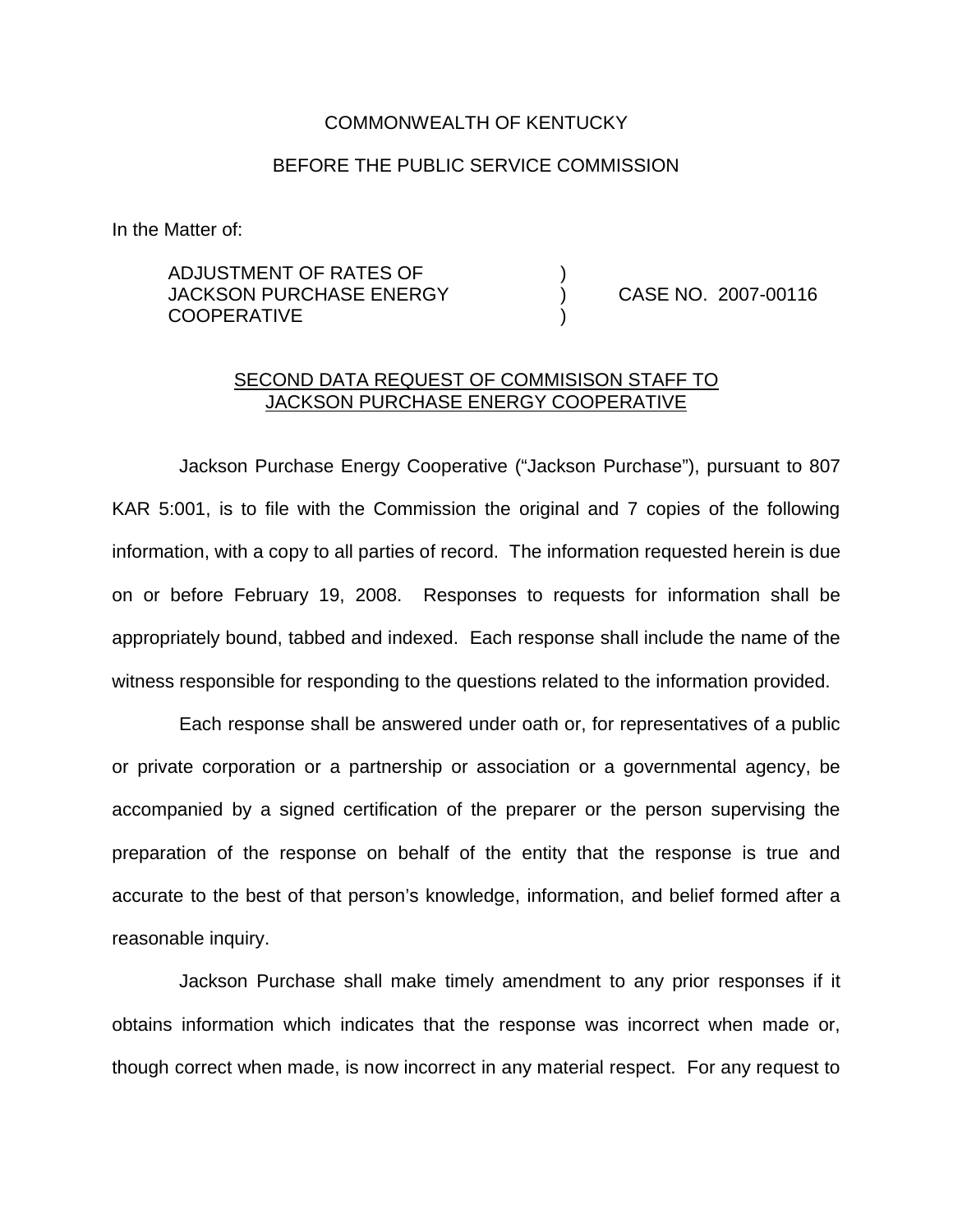COMMONWEALTH OF KENTUCKY

BEFORE THE PUBLIC SERVICE COMMISSION

In the Matter of:

| | | |
|---|---|---|
| ADJUSTMENT OF RATES OF JACKSON PURCHASE ENERGY COOPERATIVE | ) ) ) | CASE NO. 2007-00116 |

SECOND DATA REQUEST OF COMMISISON STAFF TO JACKSON PURCHASE ENERGY COOPERATIVE

Jackson Purchase Energy Cooperative ("Jackson Purchase"), pursuant to 807 KAR 5:001, is to file with the Commission the original and 7 copies of the following information, with a copy to all parties of record. The information requested herein is due on or before February 19, 2008. Responses to requests for information shall be appropriately bound, tabbed and indexed. Each response shall include the name of the witness responsible for responding to the questions related to the information provided.

Each response shall be answered under oath or, for representatives of a public or private corporation or a partnership or association or a governmental agency, be accompanied by a signed certification of the preparer or the person supervising the preparation of the response on behalf of the entity that the response is true and accurate to the best of that person's knowledge, information, and belief formed after a reasonable inquiry.

Jackson Purchase shall make timely amendment to any prior responses if it obtains information which indicates that the response was incorrect when made or, though correct when made, is now incorrect in any material respect. For any request to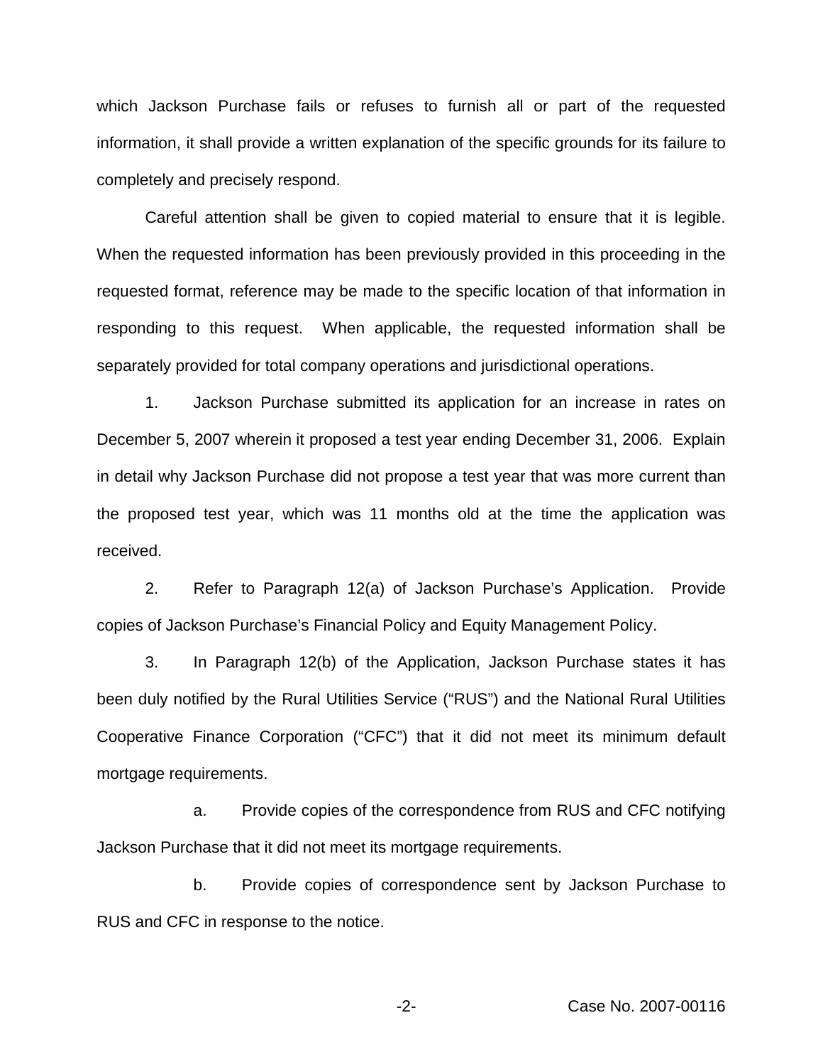which Jackson Purchase fails or refuses to furnish all or part of the requested information, it shall provide a written explanation of the specific grounds for its failure to completely and precisely respond.

Careful attention shall be given to copied material to ensure that it is legible. When the requested information has been previously provided in this proceeding in the requested format, reference may be made to the specific location of that information in responding to this request. When applicable, the requested information shall be separately provided for total company operations and jurisdictional operations.

1. Jackson Purchase submitted its application for an increase in rates on December 5, 2007 wherein it proposed a test year ending December 31, 2006. Explain in detail why Jackson Purchase did not propose a test year that was more current than the proposed test year, which was 11 months old at the time the application was received.

2. Refer to Paragraph 12(a) of Jackson Purchase's Application. Provide copies of Jackson Purchase's Financial Policy and Equity Management Policy.

3. In Paragraph 12(b) of the Application, Jackson Purchase states it has been duly notified by the Rural Utilities Service ("RUS") and the National Rural Utilities Cooperative Finance Corporation ("CFC") that it did not meet its minimum default mortgage requirements.

a. Provide copies of the correspondence from RUS and CFC notifying Jackson Purchase that it did not meet its mortgage requirements.

b. Provide copies of correspondence sent by Jackson Purchase to RUS and CFC in response to the notice.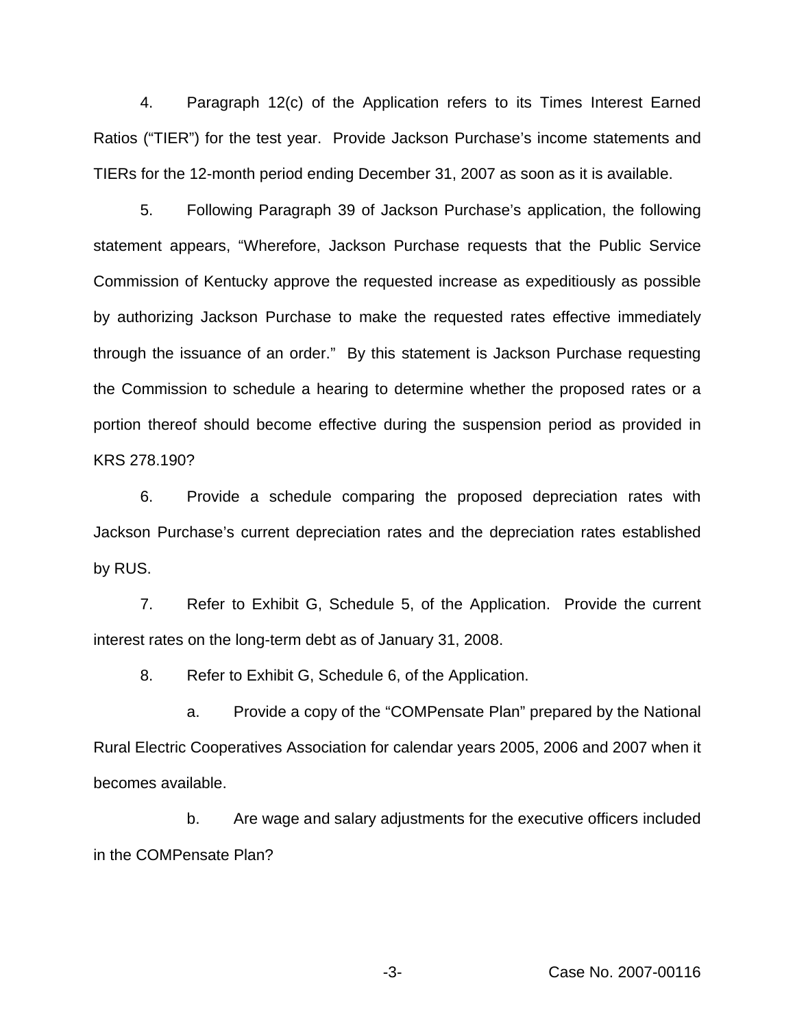4. Paragraph 12(c) of the Application refers to its Times Interest Earned Ratios ("TIER") for the test year. Provide Jackson Purchase's income statements and TIERs for the 12-month period ending December 31, 2007 as soon as it is available.

5. Following Paragraph 39 of Jackson Purchase's application, the following statement appears, "Wherefore, Jackson Purchase requests that the Public Service Commission of Kentucky approve the requested increase as expeditiously as possible by authorizing Jackson Purchase to make the requested rates effective immediately through the issuance of an order." By this statement is Jackson Purchase requesting the Commission to schedule a hearing to determine whether the proposed rates or a portion thereof should become effective during the suspension period as provided in KRS 278.190?

6. Provide a schedule comparing the proposed depreciation rates with Jackson Purchase's current depreciation rates and the depreciation rates established by RUS.

7. Refer to Exhibit G, Schedule 5, of the Application. Provide the current interest rates on the long-term debt as of January 31, 2008.

8. Refer to Exhibit G, Schedule 6, of the Application.

   a. Provide a copy of the "COMPensate Plan" prepared by the National Rural Electric Cooperatives Association for calendar years 2005, 2006 and 2007 when it becomes available.

   b. Are wage and salary adjustments for the executive officers included in the COMPensate Plan?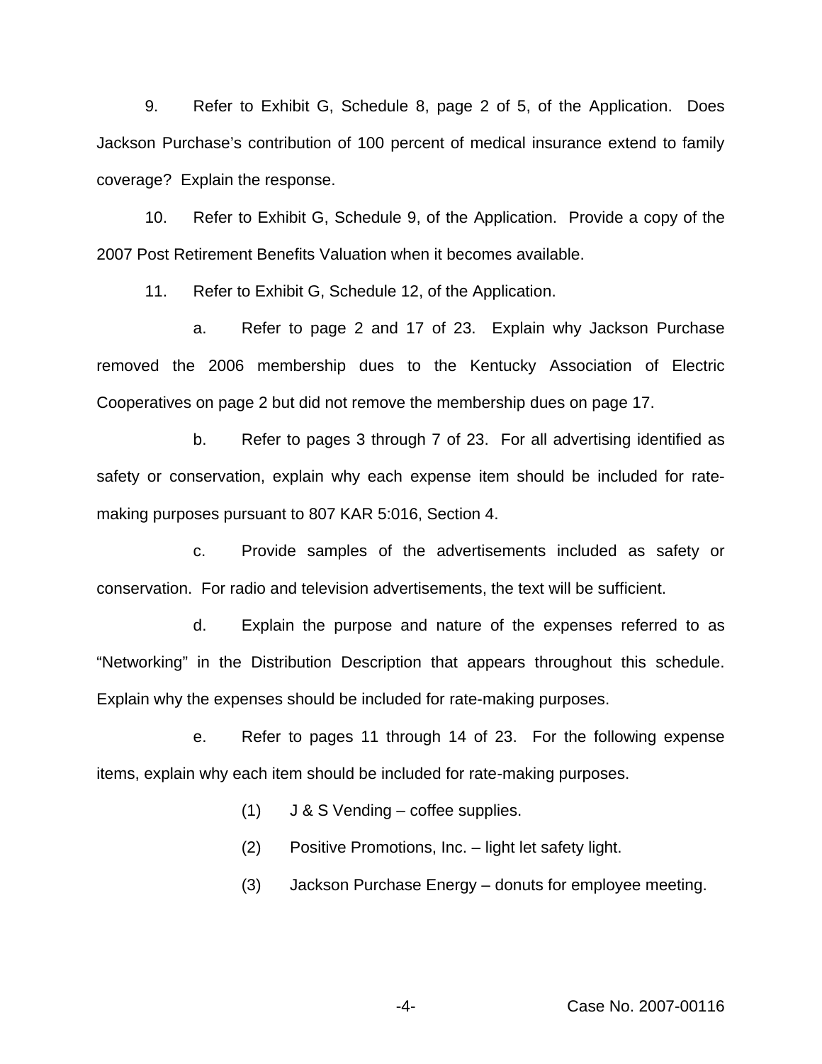9. Refer to Exhibit G, Schedule 8, page 2 of 5, of the Application. Does Jackson Purchase's contribution of 100 percent of medical insurance extend to family coverage? Explain the response.

10. Refer to Exhibit G, Schedule 9, of the Application. Provide a copy of the 2007 Post Retirement Benefits Valuation when it becomes available.

11. Refer to Exhibit G, Schedule 12, of the Application.

a. Refer to page 2 and 17 of 23. Explain why Jackson Purchase removed the 2006 membership dues to the Kentucky Association of Electric Cooperatives on page 2 but did not remove the membership dues on page 17.

b. Refer to pages 3 through 7 of 23. For all advertising identified as safety or conservation, explain why each expense item should be included for rate-making purposes pursuant to 807 KAR 5:016, Section 4.

c. Provide samples of the advertisements included as safety or conservation. For radio and television advertisements, the text will be sufficient.

d. Explain the purpose and nature of the expenses referred to as "Networking" in the Distribution Description that appears throughout this schedule. Explain why the expenses should be included for rate-making purposes.

e. Refer to pages 11 through 14 of 23. For the following expense items, explain why each item should be included for rate-making purposes.

(1) J & S Vending – coffee supplies.

(2) Positive Promotions, Inc. – light let safety light.

(3) Jackson Purchase Energy – donuts for employee meeting.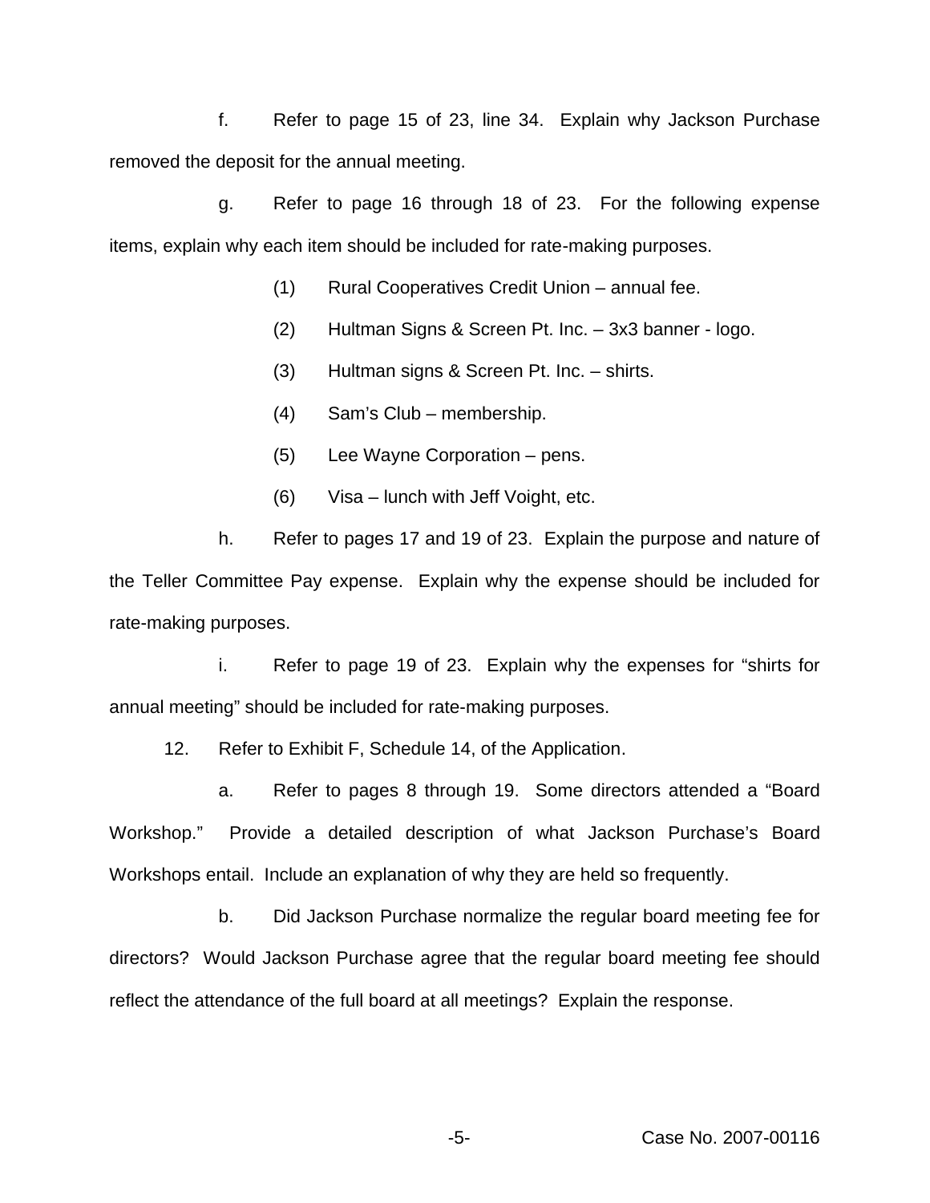f. Refer to page 15 of 23, line 34. Explain why Jackson Purchase removed the deposit for the annual meeting.

g. Refer to page 16 through 18 of 23. For the following expense items, explain why each item should be included for rate-making purposes.

(1) Rural Cooperatives Credit Union – annual fee.

(2) Hultman Signs & Screen Pt. Inc. – 3x3 banner - logo.

(3) Hultman signs & Screen Pt. Inc. – shirts.

(4) Sam's Club – membership.

(5) Lee Wayne Corporation – pens.

(6) Visa – lunch with Jeff Voight, etc.

h. Refer to pages 17 and 19 of 23. Explain the purpose and nature of the Teller Committee Pay expense. Explain why the expense should be included for rate-making purposes.

i. Refer to page 19 of 23. Explain why the expenses for "shirts for annual meeting" should be included for rate-making purposes.

12. Refer to Exhibit F, Schedule 14, of the Application.

a. Refer to pages 8 through 19. Some directors attended a "Board Workshop." Provide a detailed description of what Jackson Purchase's Board Workshops entail. Include an explanation of why they are held so frequently.

b. Did Jackson Purchase normalize the regular board meeting fee for directors? Would Jackson Purchase agree that the regular board meeting fee should reflect the attendance of the full board at all meetings? Explain the response.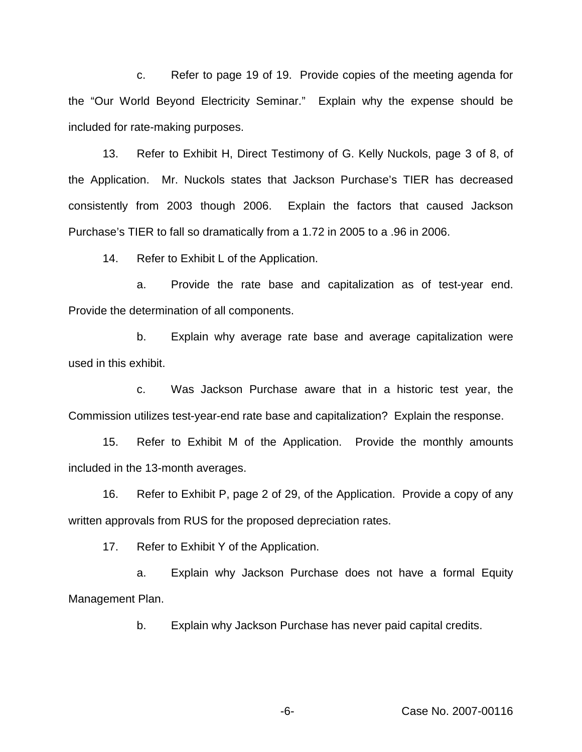c. Refer to page 19 of 19. Provide copies of the meeting agenda for the "Our World Beyond Electricity Seminar." Explain why the expense should be included for rate-making purposes.

13. Refer to Exhibit H, Direct Testimony of G. Kelly Nuckols, page 3 of 8, of the Application. Mr. Nuckols states that Jackson Purchase's TIER has decreased consistently from 2003 though 2006. Explain the factors that caused Jackson Purchase's TIER to fall so dramatically from a 1.72 in 2005 to a .96 in 2006.

14. Refer to Exhibit L of the Application.

a. Provide the rate base and capitalization as of test-year end. Provide the determination of all components.

b. Explain why average rate base and average capitalization were used in this exhibit.

c. Was Jackson Purchase aware that in a historic test year, the Commission utilizes test-year-end rate base and capitalization? Explain the response.

15. Refer to Exhibit M of the Application. Provide the monthly amounts included in the 13-month averages.

16. Refer to Exhibit P, page 2 of 29, of the Application. Provide a copy of any written approvals from RUS for the proposed depreciation rates.

17. Refer to Exhibit Y of the Application.

a. Explain why Jackson Purchase does not have a formal Equity Management Plan.

b. Explain why Jackson Purchase has never paid capital credits.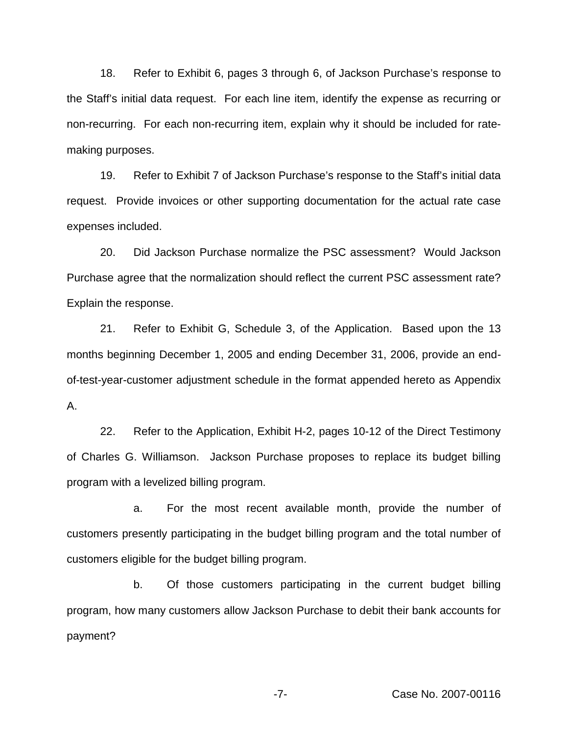18. Refer to Exhibit 6, pages 3 through 6, of Jackson Purchase's response to the Staff's initial data request. For each line item, identify the expense as recurring or non-recurring. For each non-recurring item, explain why it should be included for rate-making purposes.

19. Refer to Exhibit 7 of Jackson Purchase's response to the Staff's initial data request. Provide invoices or other supporting documentation for the actual rate case expenses included.

20. Did Jackson Purchase normalize the PSC assessment? Would Jackson Purchase agree that the normalization should reflect the current PSC assessment rate? Explain the response.

21. Refer to Exhibit G, Schedule 3, of the Application. Based upon the 13 months beginning December 1, 2005 and ending December 31, 2006, provide an end-of-test-year-customer adjustment schedule in the format appended hereto as Appendix A.

22. Refer to the Application, Exhibit H-2, pages 10-12 of the Direct Testimony of Charles G. Williamson. Jackson Purchase proposes to replace its budget billing program with a levelized billing program.

a. For the most recent available month, provide the number of customers presently participating in the budget billing program and the total number of customers eligible for the budget billing program.

b. Of those customers participating in the current budget billing program, how many customers allow Jackson Purchase to debit their bank accounts for payment?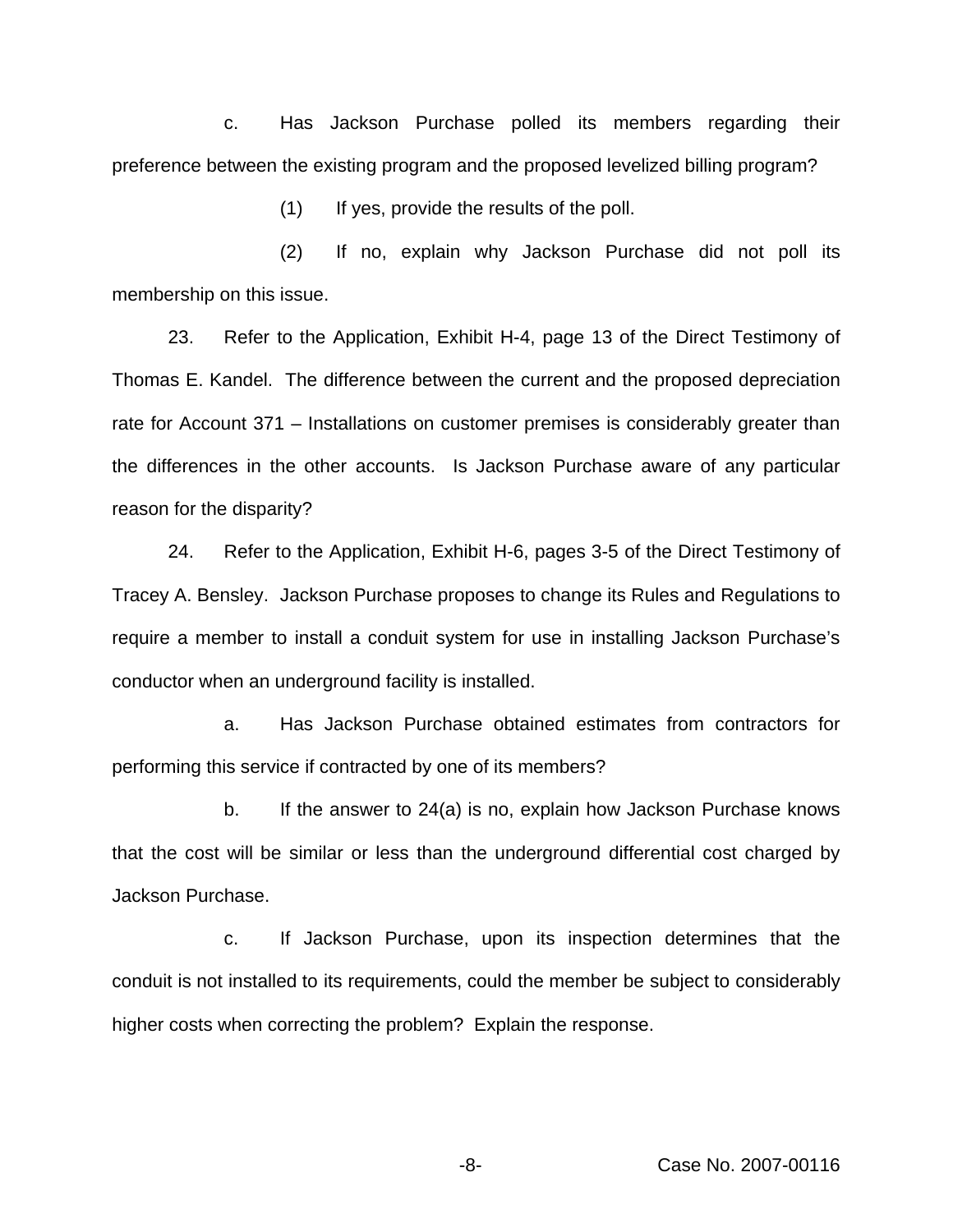c. Has Jackson Purchase polled its members regarding their preference between the existing program and the proposed levelized billing program?

(1) If yes, provide the results of the poll.

(2) If no, explain why Jackson Purchase did not poll its membership on this issue.

23. Refer to the Application, Exhibit H-4, page 13 of the Direct Testimony of Thomas E. Kandel. The difference between the current and the proposed depreciation rate for Account 371 – Installations on customer premises is considerably greater than the differences in the other accounts. Is Jackson Purchase aware of any particular reason for the disparity?

24. Refer to the Application, Exhibit H-6, pages 3-5 of the Direct Testimony of Tracey A. Bensley. Jackson Purchase proposes to change its Rules and Regulations to require a member to install a conduit system for use in installing Jackson Purchase's conductor when an underground facility is installed.

a. Has Jackson Purchase obtained estimates from contractors for performing this service if contracted by one of its members?

b. If the answer to 24(a) is no, explain how Jackson Purchase knows that the cost will be similar or less than the underground differential cost charged by Jackson Purchase.

c. If Jackson Purchase, upon its inspection determines that the conduit is not installed to its requirements, could the member be subject to considerably higher costs when correcting the problem? Explain the response.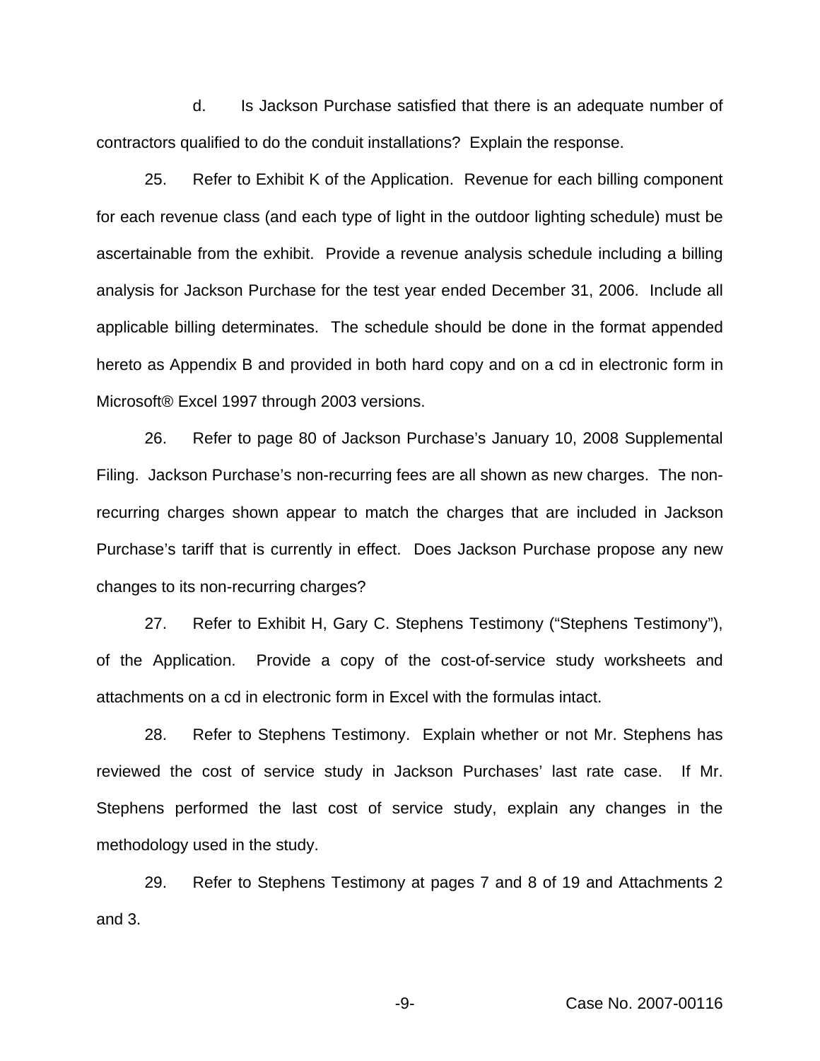d. Is Jackson Purchase satisfied that there is an adequate number of contractors qualified to do the conduit installations? Explain the response.

25. Refer to Exhibit K of the Application. Revenue for each billing component for each revenue class (and each type of light in the outdoor lighting schedule) must be ascertainable from the exhibit. Provide a revenue analysis schedule including a billing analysis for Jackson Purchase for the test year ended December 31, 2006. Include all applicable billing determinates. The schedule should be done in the format appended hereto as Appendix B and provided in both hard copy and on a cd in electronic form in Microsoft® Excel 1997 through 2003 versions.

26. Refer to page 80 of Jackson Purchase's January 10, 2008 Supplemental Filing. Jackson Purchase's non-recurring fees are all shown as new charges. The non-recurring charges shown appear to match the charges that are included in Jackson Purchase's tariff that is currently in effect. Does Jackson Purchase propose any new changes to its non-recurring charges?

27. Refer to Exhibit H, Gary C. Stephens Testimony ("Stephens Testimony"), of the Application. Provide a copy of the cost-of-service study worksheets and attachments on a cd in electronic form in Excel with the formulas intact.

28. Refer to Stephens Testimony. Explain whether or not Mr. Stephens has reviewed the cost of service study in Jackson Purchases' last rate case. If Mr. Stephens performed the last cost of service study, explain any changes in the methodology used in the study.

29. Refer to Stephens Testimony at pages 7 and 8 of 19 and Attachments 2 and 3.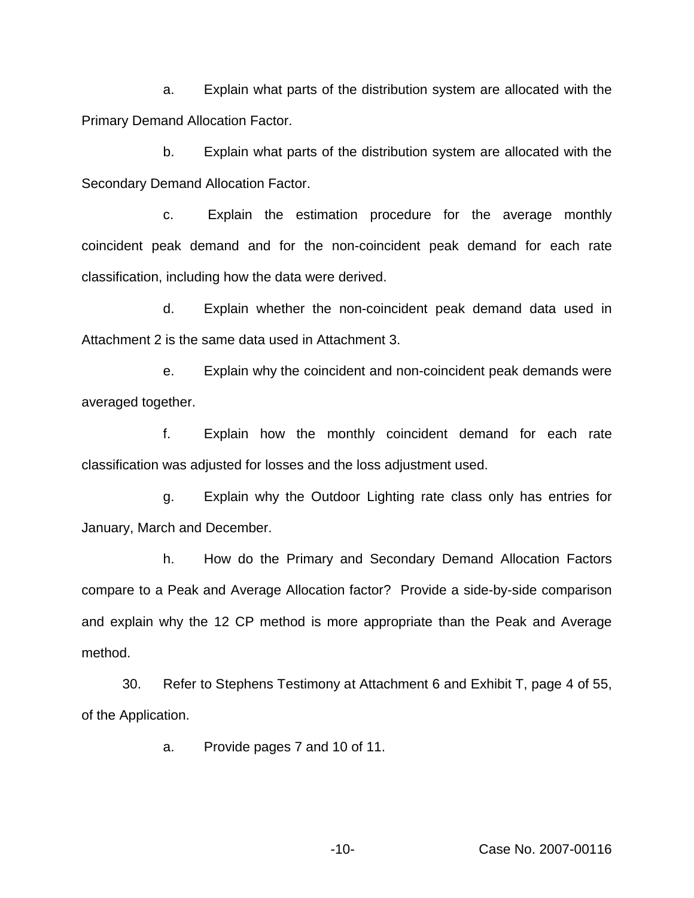a. Explain what parts of the distribution system are allocated with the Primary Demand Allocation Factor.

b. Explain what parts of the distribution system are allocated with the Secondary Demand Allocation Factor.

c. Explain the estimation procedure for the average monthly coincident peak demand and for the non-coincident peak demand for each rate classification, including how the data were derived.

d. Explain whether the non-coincident peak demand data used in Attachment 2 is the same data used in Attachment 3.

e. Explain why the coincident and non-coincident peak demands were averaged together.

f. Explain how the monthly coincident demand for each rate classification was adjusted for losses and the loss adjustment used.

g. Explain why the Outdoor Lighting rate class only has entries for January, March and December.

h. How do the Primary and Secondary Demand Allocation Factors compare to a Peak and Average Allocation factor? Provide a side-by-side comparison and explain why the 12 CP method is more appropriate than the Peak and Average method.

30. Refer to Stephens Testimony at Attachment 6 and Exhibit T, page 4 of 55, of the Application.

a. Provide pages 7 and 10 of 11.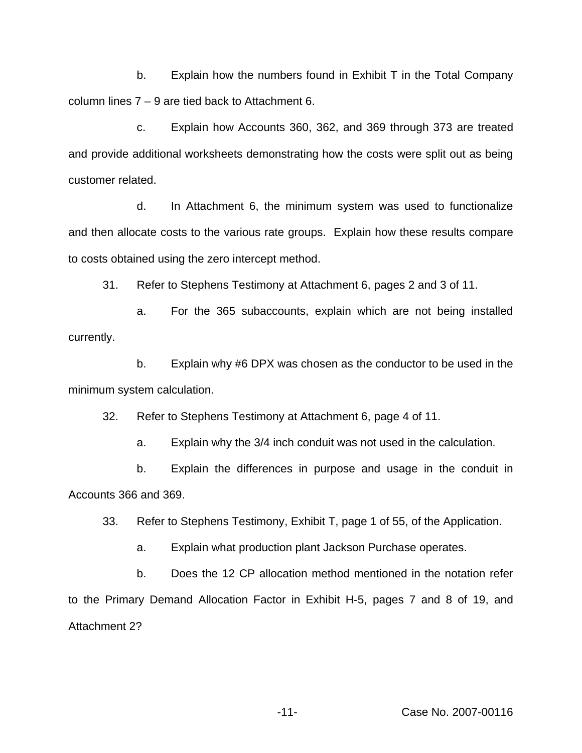b. Explain how the numbers found in Exhibit T in the Total Company column lines 7 – 9 are tied back to Attachment 6.

c. Explain how Accounts 360, 362, and 369 through 373 are treated and provide additional worksheets demonstrating how the costs were split out as being customer related.

d. In Attachment 6, the minimum system was used to functionalize and then allocate costs to the various rate groups. Explain how these results compare to costs obtained using the zero intercept method.

31. Refer to Stephens Testimony at Attachment 6, pages 2 and 3 of 11.

a. For the 365 subaccounts, explain which are not being installed currently.

b. Explain why #6 DPX was chosen as the conductor to be used in the minimum system calculation.

32. Refer to Stephens Testimony at Attachment 6, page 4 of 11.

a. Explain why the 3/4 inch conduit was not used in the calculation.

b. Explain the differences in purpose and usage in the conduit in Accounts 366 and 369.

33. Refer to Stephens Testimony, Exhibit T, page 1 of 55, of the Application.

a. Explain what production plant Jackson Purchase operates.

b. Does the 12 CP allocation method mentioned in the notation refer to the Primary Demand Allocation Factor in Exhibit H-5, pages 7 and 8 of 19, and Attachment 2?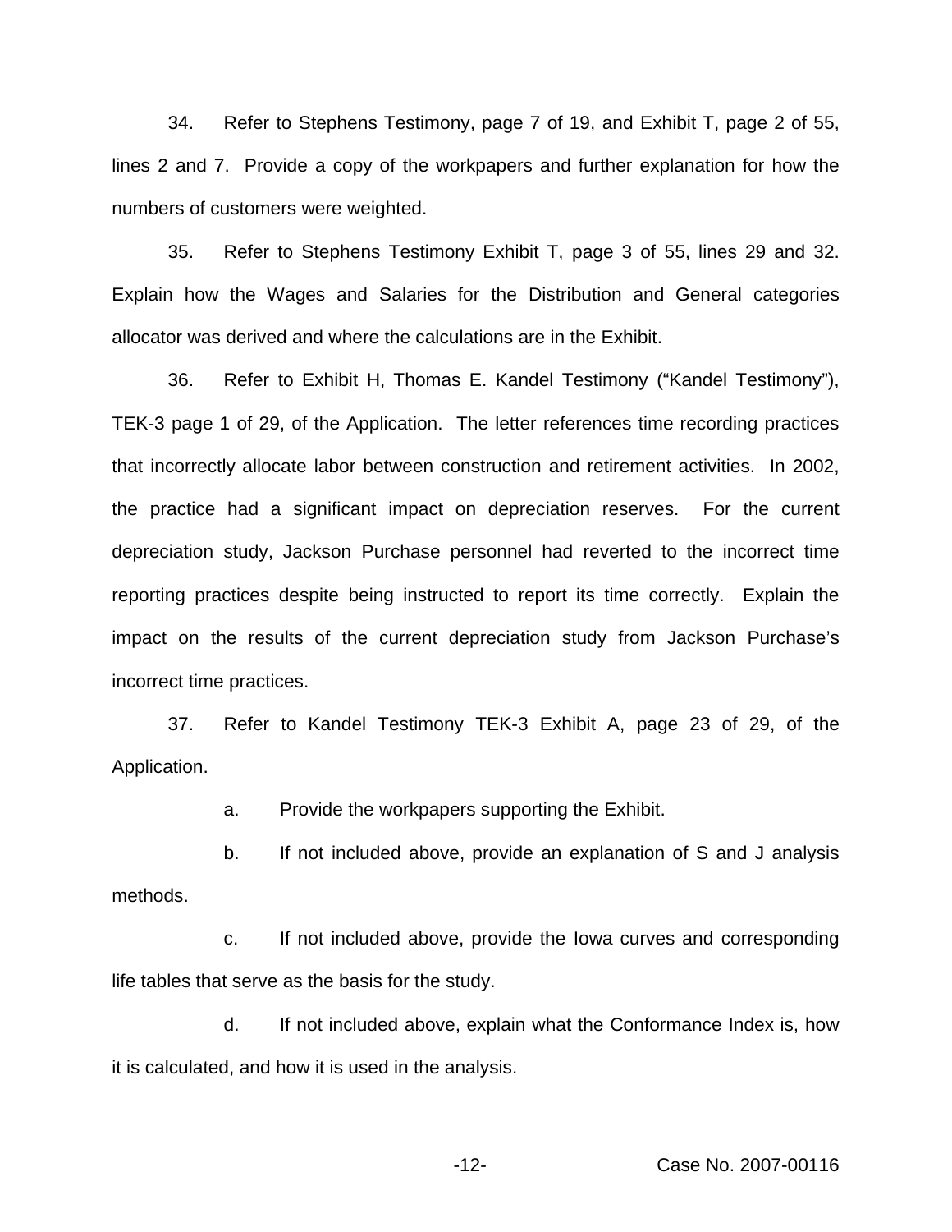34. Refer to Stephens Testimony, page 7 of 19, and Exhibit T, page 2 of 55, lines 2 and 7. Provide a copy of the workpapers and further explanation for how the numbers of customers were weighted.

35. Refer to Stephens Testimony Exhibit T, page 3 of 55, lines 29 and 32. Explain how the Wages and Salaries for the Distribution and General categories allocator was derived and where the calculations are in the Exhibit.

36. Refer to Exhibit H, Thomas E. Kandel Testimony ("Kandel Testimony"), TEK-3 page 1 of 29, of the Application. The letter references time recording practices that incorrectly allocate labor between construction and retirement activities. In 2002, the practice had a significant impact on depreciation reserves. For the current depreciation study, Jackson Purchase personnel had reverted to the incorrect time reporting practices despite being instructed to report its time correctly. Explain the impact on the results of the current depreciation study from Jackson Purchase's incorrect time practices.

37. Refer to Kandel Testimony TEK-3 Exhibit A, page 23 of 29, of the Application.

a. Provide the workpapers supporting the Exhibit.

b. If not included above, provide an explanation of S and J analysis methods.

c. If not included above, provide the Iowa curves and corresponding life tables that serve as the basis for the study.

d. If not included above, explain what the Conformance Index is, how it is calculated, and how it is used in the analysis.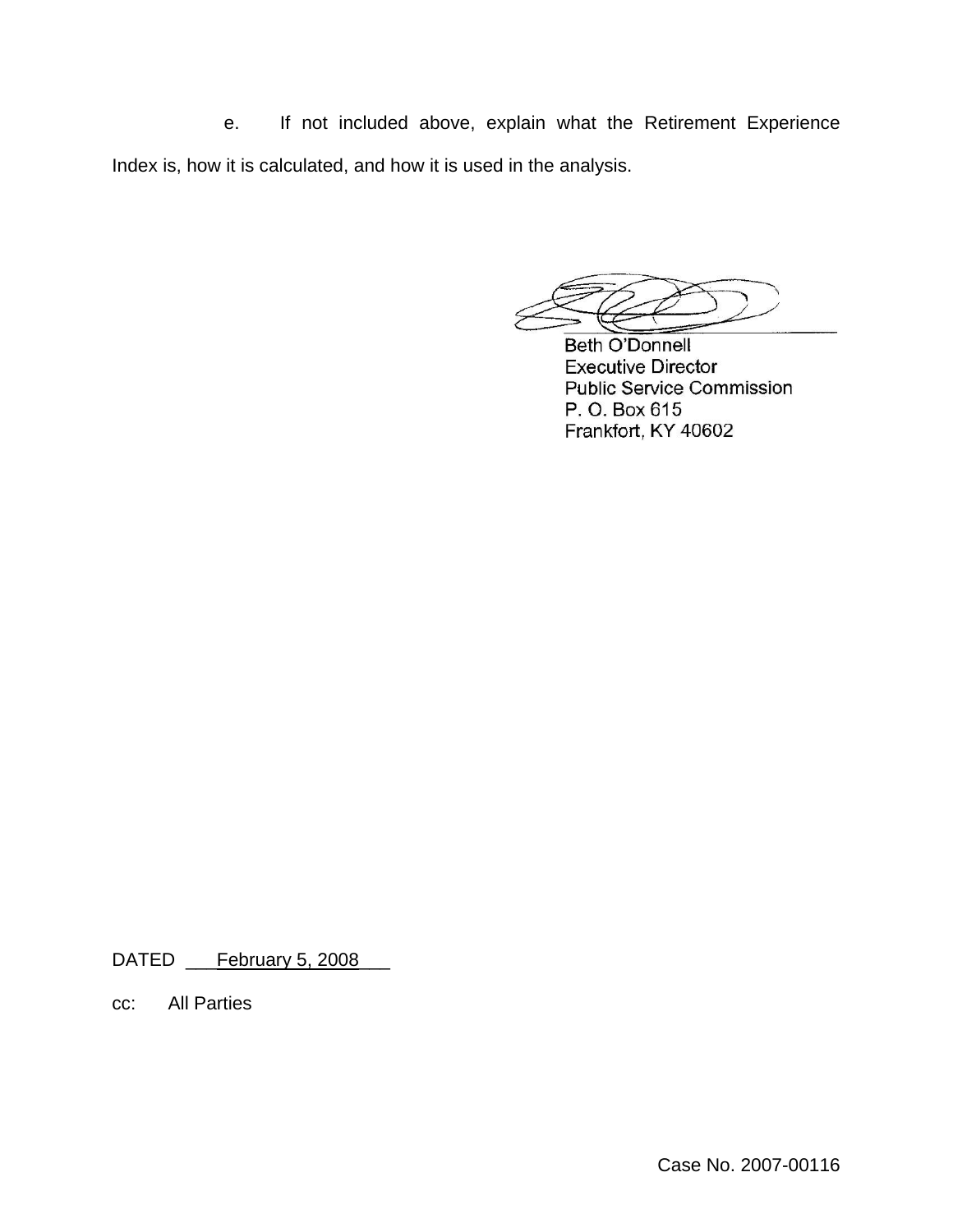e. If not included above, explain what the Retirement Experience Index is, how it is calculated, and how it is used in the analysis.

Beth O'Donnell
Executive Director
Public Service Commission
P. O. Box 615
Frankfort, KY 40602

DATED \_\_\_February 5, 2008\_\_\_

cc: All Parties

Case No. 2007-00116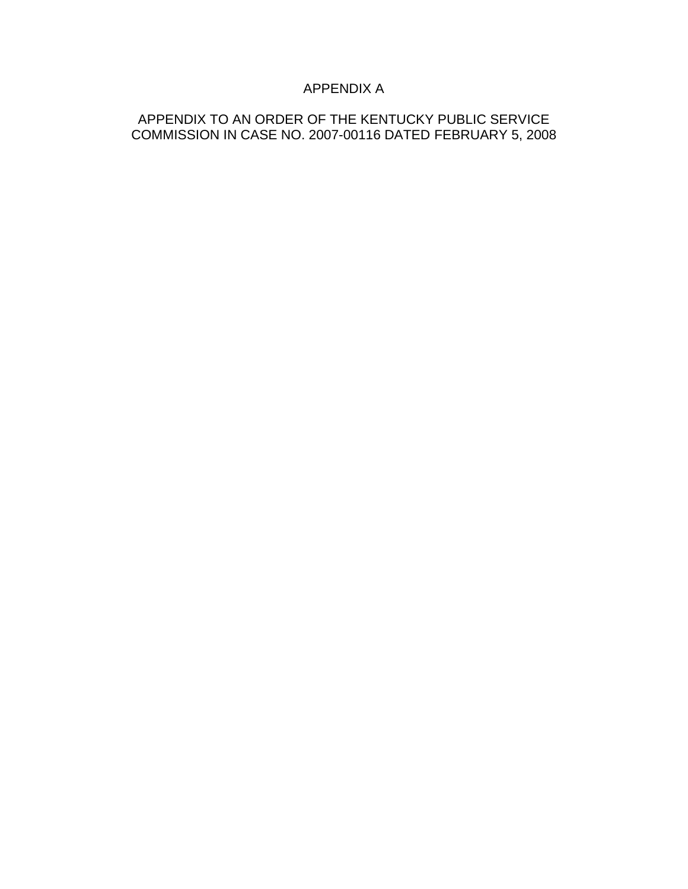APPENDIX A

APPENDIX TO AN ORDER OF THE KENTUCKY PUBLIC SERVICE COMMISSION IN CASE NO. 2007-00116 DATED FEBRUARY 5, 2008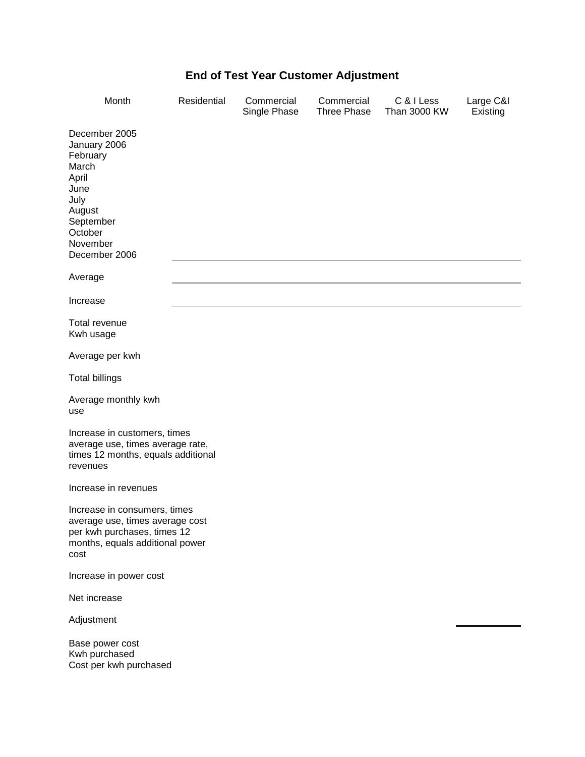# End of Test Year Customer Adjustment

| Month | Residential | Commercial Single Phase | Commercial Three Phase | C & I Less Than 3000 KW | Large C&I Existing |
|---|---|---|---|---|---|
| December 2005 | | | | | |
| January 2006 | | | | | |
| February | | | | | |
| March | | | | | |
| April | | | | | |
| June | | | | | |
| July | | | | | |
| August | | | | | |
| September | | | | | |
| October | | | | | |
| November | | | | | |
| December 2006 | | | | | |
| Average | | | | | |
| Increase | | | | | |
| Total revenue | | | | | |
| Kwh usage | | | | | |
| Average per kwh | | | | | |
| Total billings | | | | | |
| Average monthly kwh use | | | | | |
| Increase in customers, times average use, times average rate, times 12 months, equals additional revenues | | | | | |
| Increase in revenues | | | | | |
| Increase in consumers, times average use, times average cost per kwh purchases, times 12 months, equals additional power cost | | | | | |
| Increase in power cost | | | | | |
| Net increase | | | | | |
| Adjustment | | | | | |
| Base power cost | | | | | |
| Kwh purchased | | | | | |
| Cost per kwh purchased | | | | | |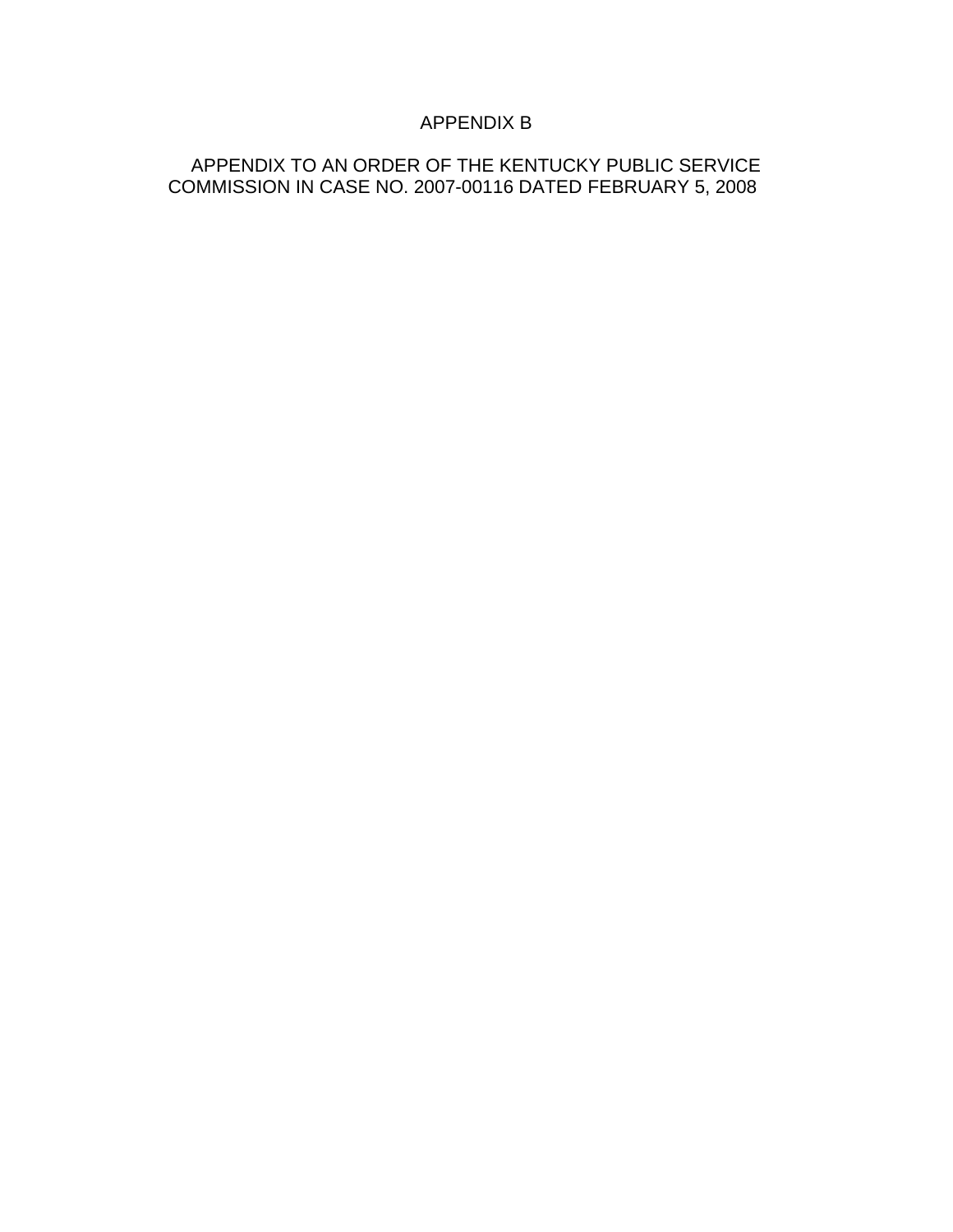# APPENDIX B

APPENDIX TO AN ORDER OF THE KENTUCKY PUBLIC SERVICE COMMISSION IN CASE NO. 2007-00116 DATED FEBRUARY 5, 2008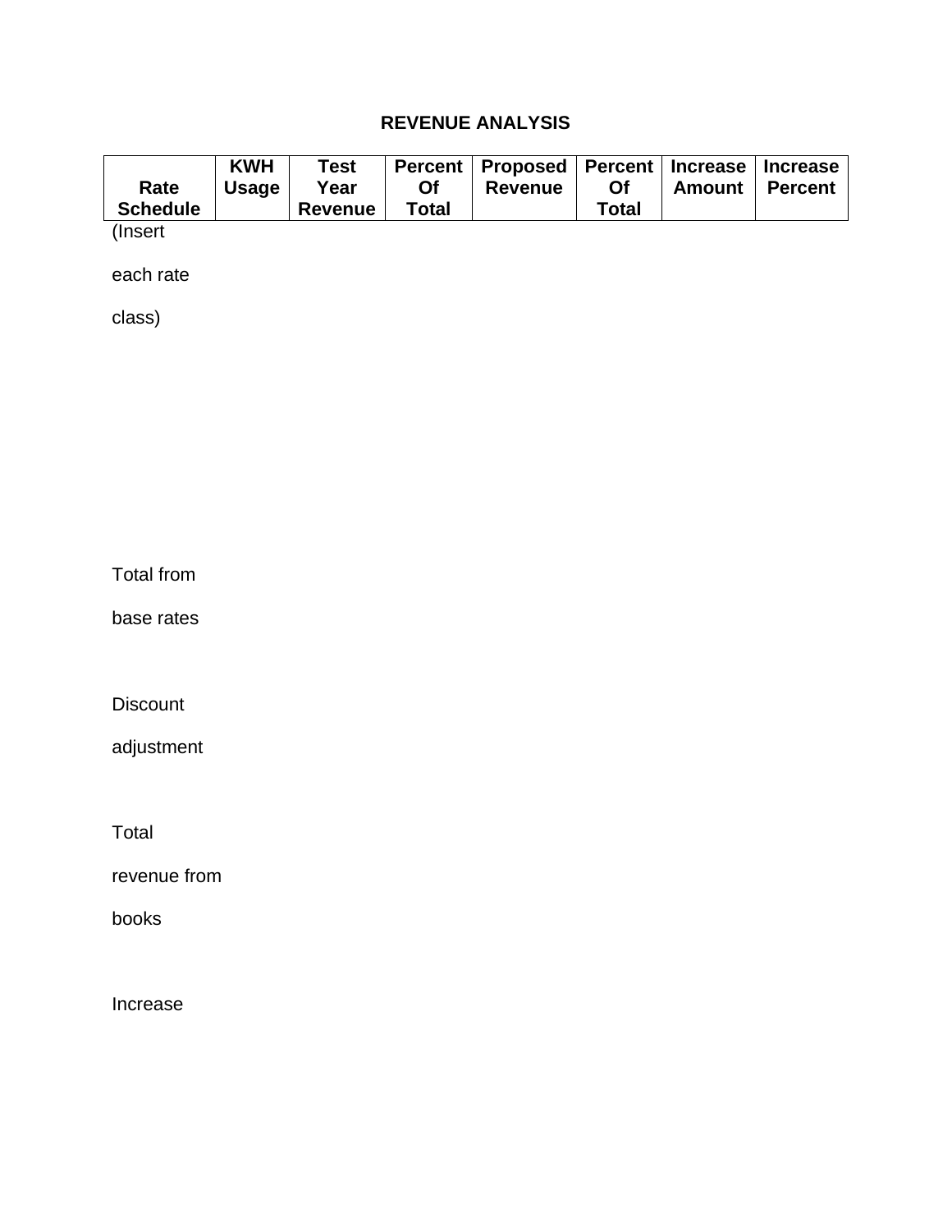# REVENUE ANALYSIS

| Rate Schedule | KWH Usage | Test Year Revenue | Percent Of Total | Proposed Revenue | Percent Of Total | Increase Amount | Increase Percent |
|---|---|---|---|---|---|---|---|
| (Insert each rate class) | | | | | | | |
| Total from base rates | | | | | | | |
| Discount adjustment | | | | | | | |
| Total revenue from books | | | | | | | |
| Increase | | | | | | | |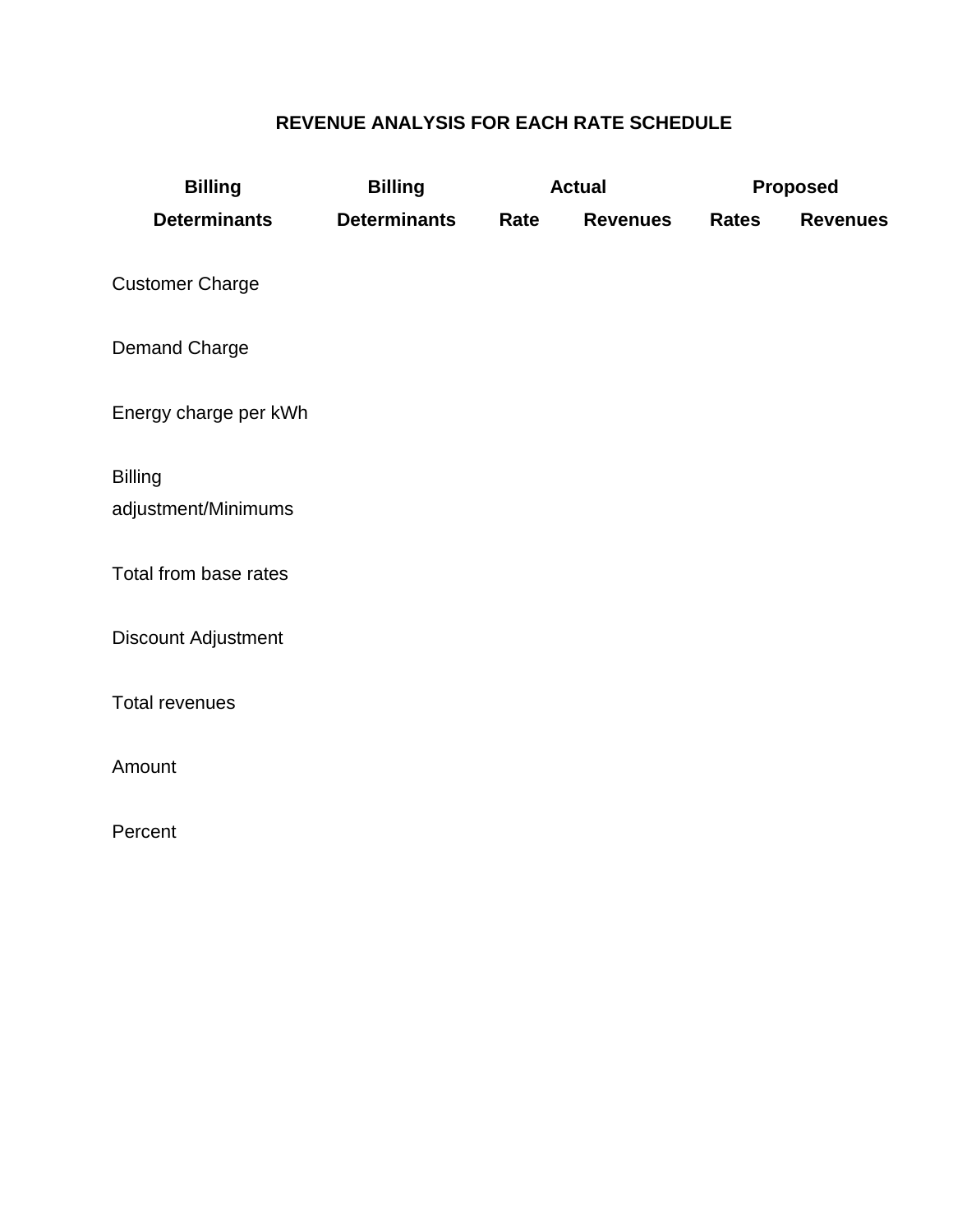## REVENUE ANALYSIS FOR EACH RATE SCHEDULE

| | Billing Determinants | Actual | | Proposed | |
|---|---|---|---|---|---|
| Billing Determinants | Billing Determinants | Rate | Revenues | Rates | Revenues |
| Customer Charge | | | | | |
| Demand Charge | | | | | |
| Energy charge per kWh | | | | | |
| Billing adjustment/Minimums | | | | | |
| Total from base rates | | | | | |
| Discount Adjustment | | | | | |
| Total revenues | | | | | |
| Amount | | | | | |
| Percent | | | | | |